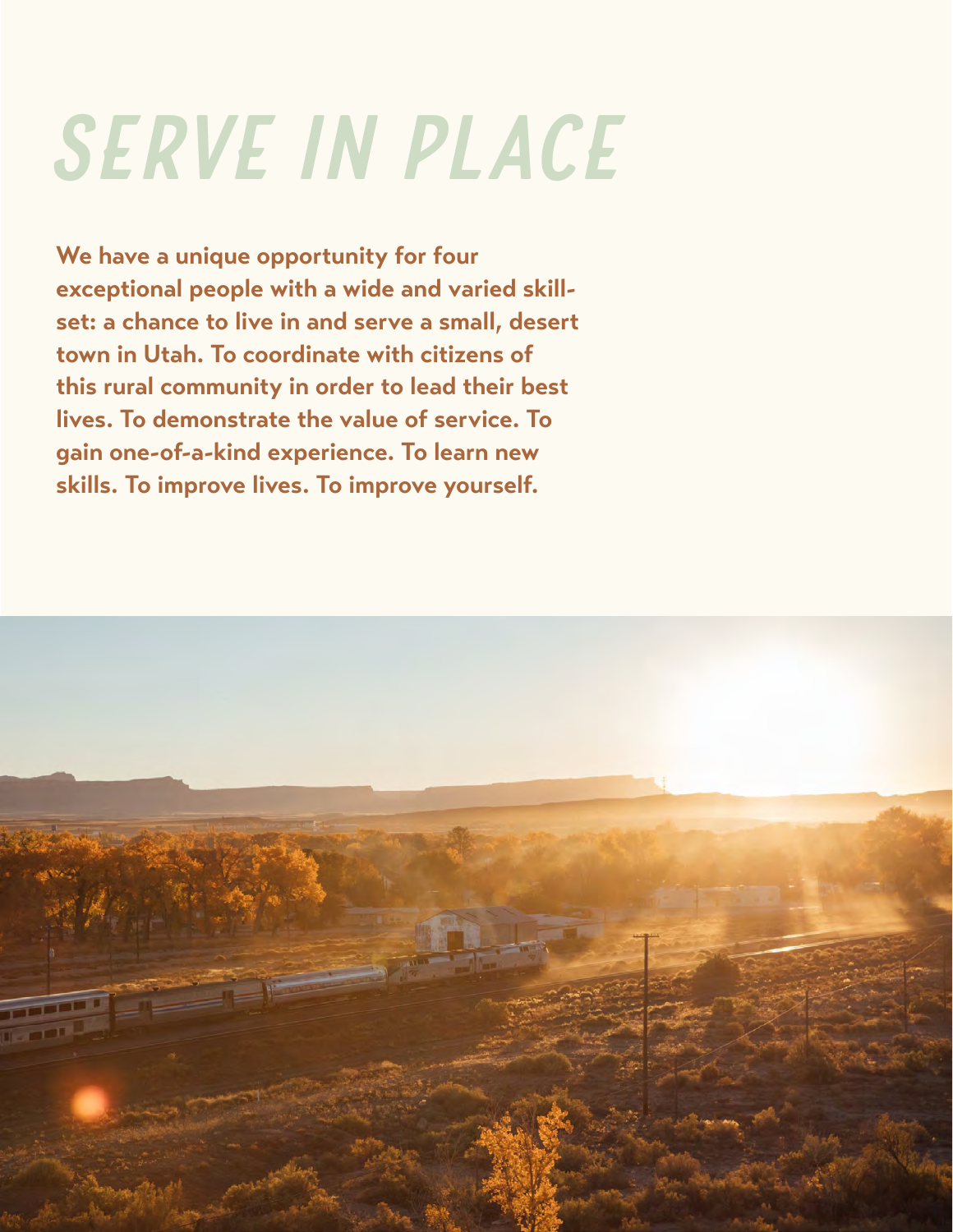# SERVE IN PLACE

**We have a unique opportunity for four exceptional people with a wide and varied skill-set: a chance to live in and serve a small, desert town in Utah. To coordinate with citizens of this rural community in order to lead their best lives. To demonstrate the value of service. To gain one-of-a-kind experience. To learn new skills. To improve lives. To improve yourself.**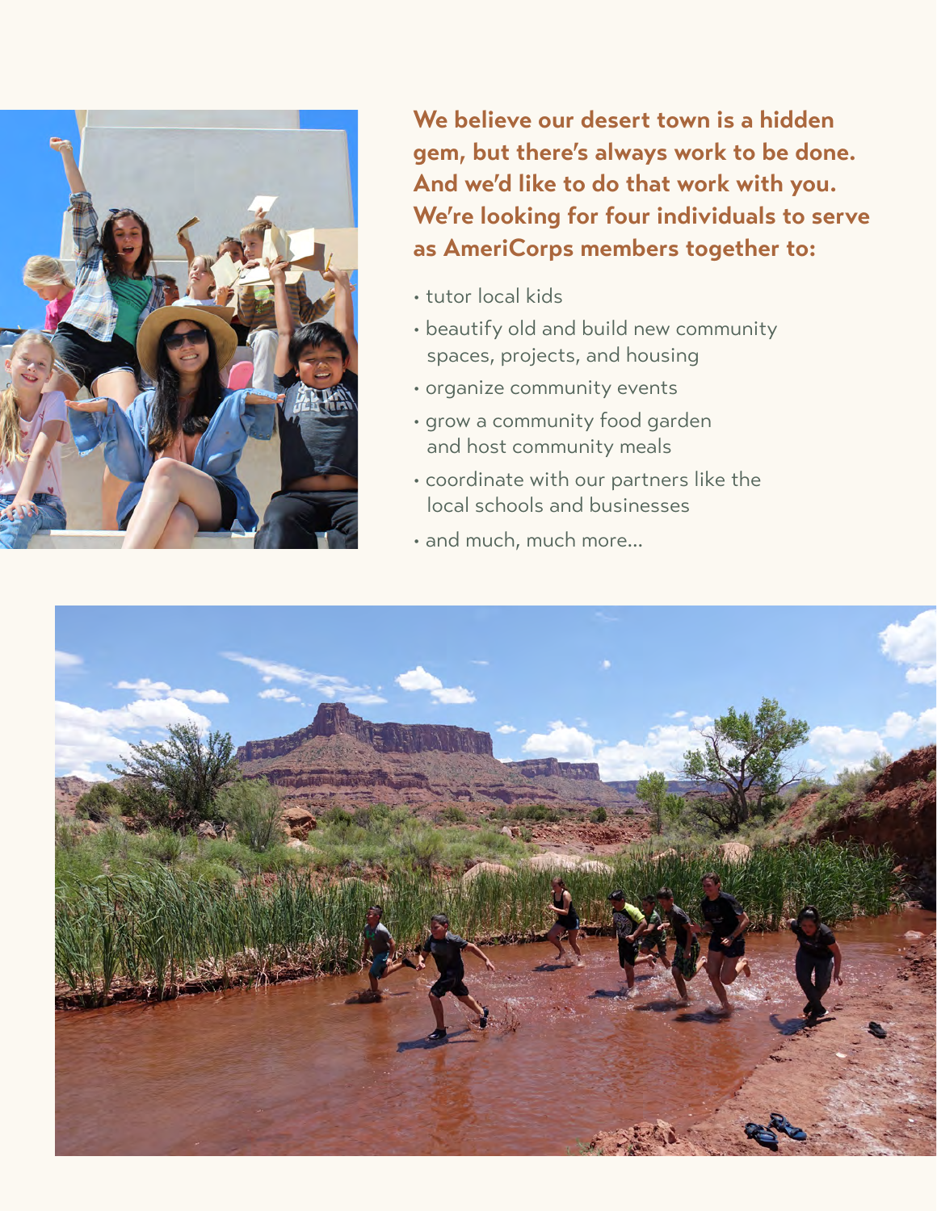**We believe our desert town is a hidden gem, but there's always work to be done. And we'd like to do that work with you. We're looking for four individuals to serve as AmeriCorps members together to:**

- tutor local kids
- beautify old and build new community spaces, projects, and housing
- organize community events
- grow a community food garden and host community meals
- coordinate with our partners like the local schools and businesses
- and much, much more...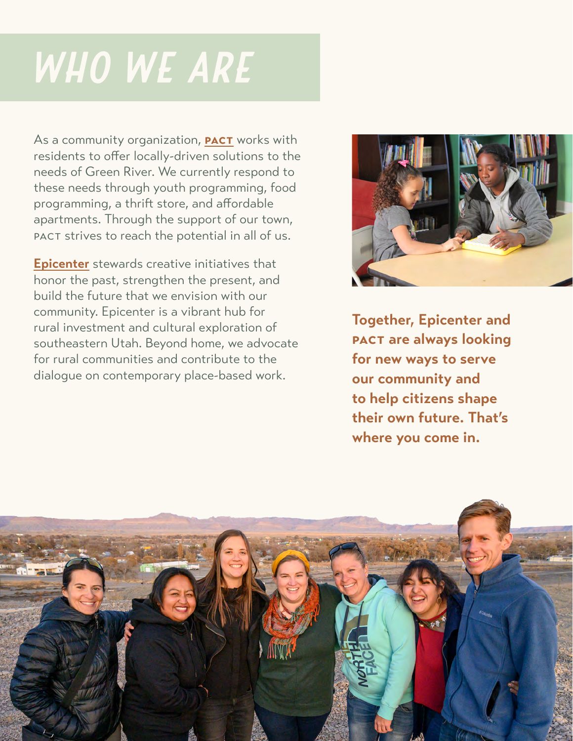# WHO WE ARE

As a community organization, **PACT** works with residents to offer locally-driven solutions to the needs of Green River. We currently respond to these needs through youth programming, food programming, a thrift store, and affordable apartments. Through the support of our town, PACT strives to reach the potential in all of us.

**Epicenter** stewards creative initiatives that honor the past, strengthen the present, and build the future that we envision with our community. Epicenter is a vibrant hub for rural investment and cultural exploration of southeastern Utah. Beyond home, we advocate for rural communities and contribute to the dialogue on contemporary place-based work.

**Together, Epicenter and PACT are always looking for new ways to serve our community and to help citizens shape their own future. That's where you come in.**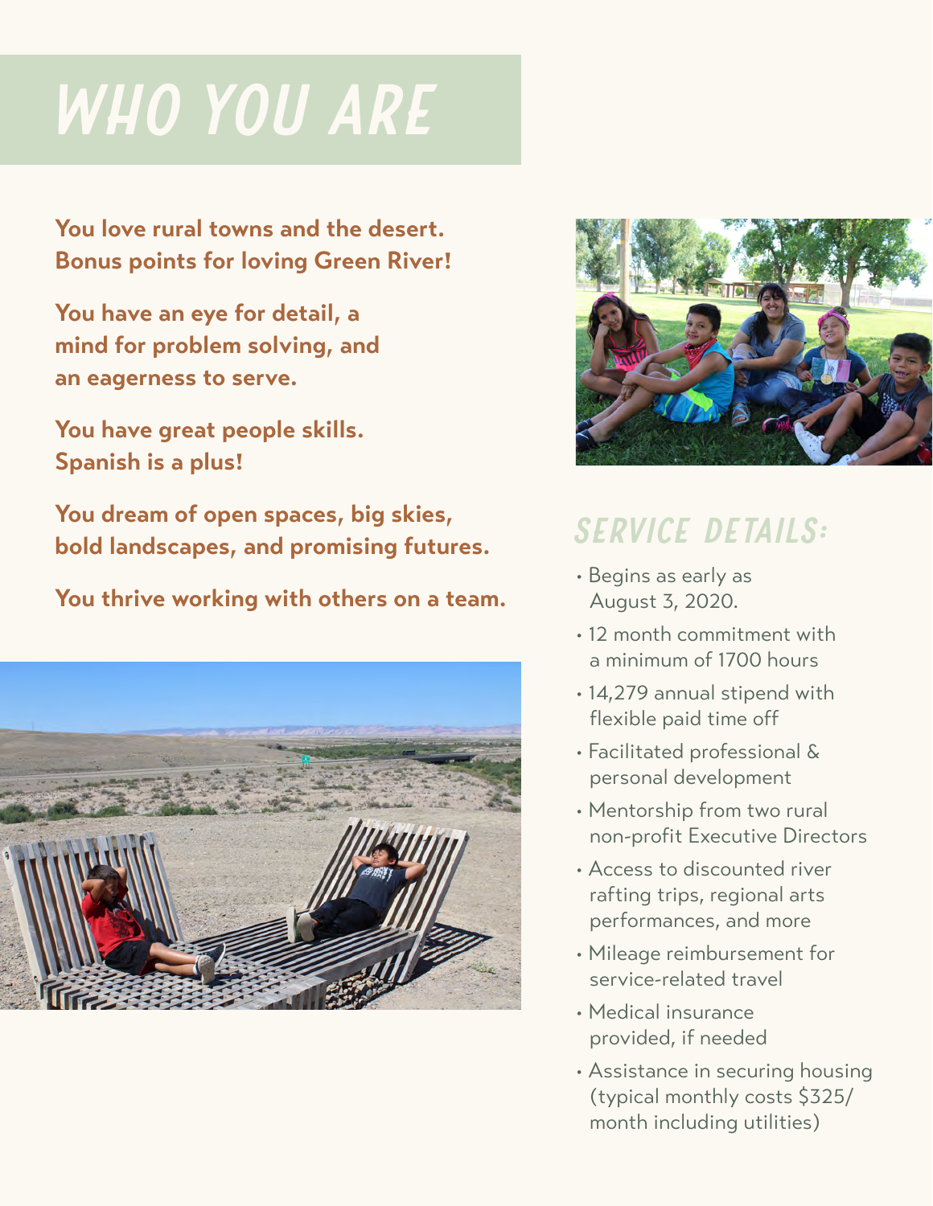# WHO YOU ARE

**You love rural towns and the desert. Bonus points for loving Green River!**

**You have an eye for detail, a mind for problem solving, and an eagerness to serve.**

**You have great people skills. Spanish is a plus!**

**You dream of open spaces, big skies, bold landscapes, and promising futures.**

**You thrive working with others on a team.**

## SERVICE DETAILS:

- Begins as early as August 3, 2020.
- 12 month commitment with a minimum of 1700 hours
- 14,279 annual stipend with flexible paid time off
- Facilitated professional & personal development
- Mentorship from two rural non-profit Executive Directors
- Access to discounted river rafting trips, regional arts performances, and more
- Mileage reimbursement for service-related travel
- Medical insurance provided, if needed
- Assistance in securing housing (typical monthly costs $325/month including utilities)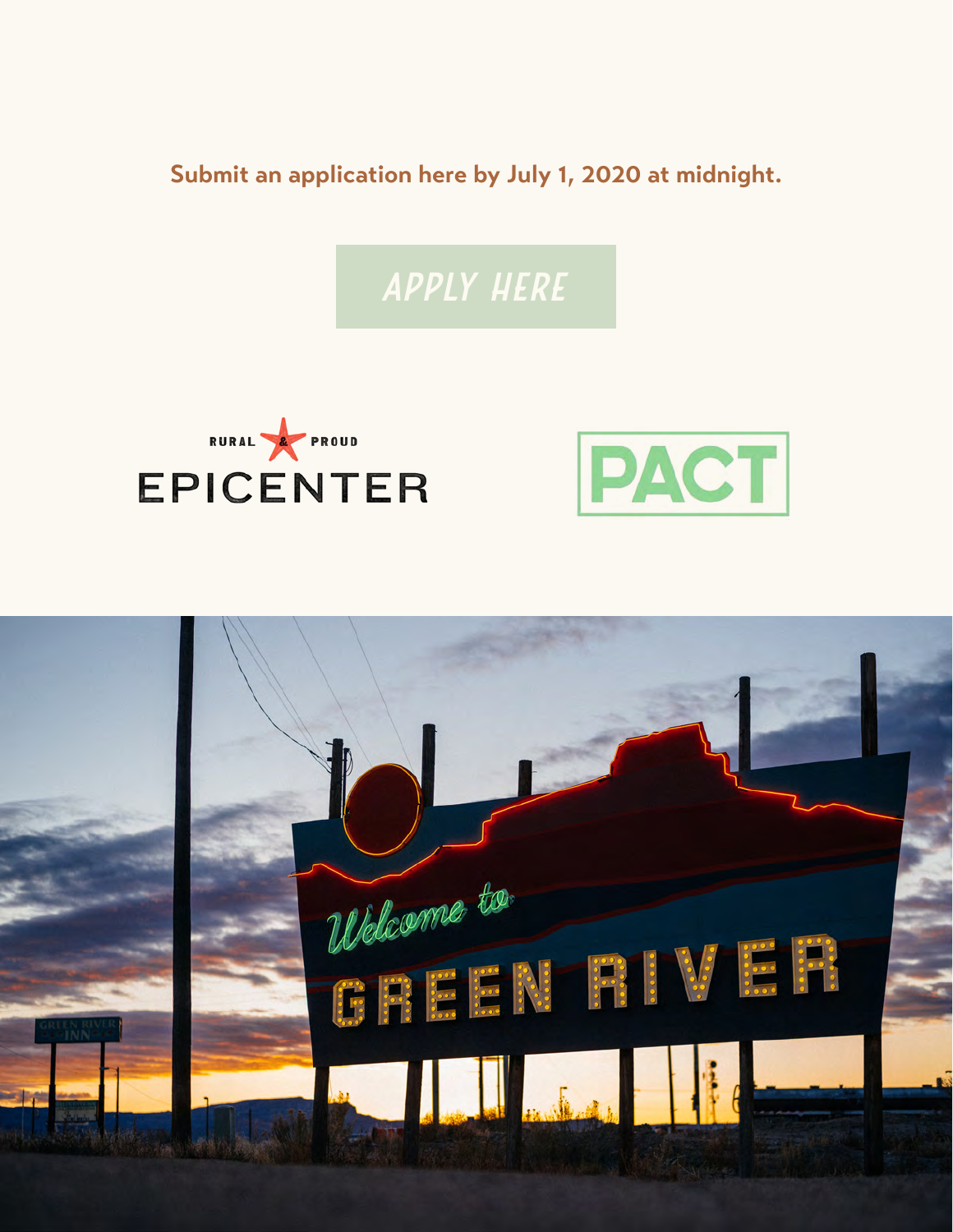Submit an application here by July 1, 2020 at midnight.

APPLY HERE

RURAL & PROUD EPICENTER

PACT